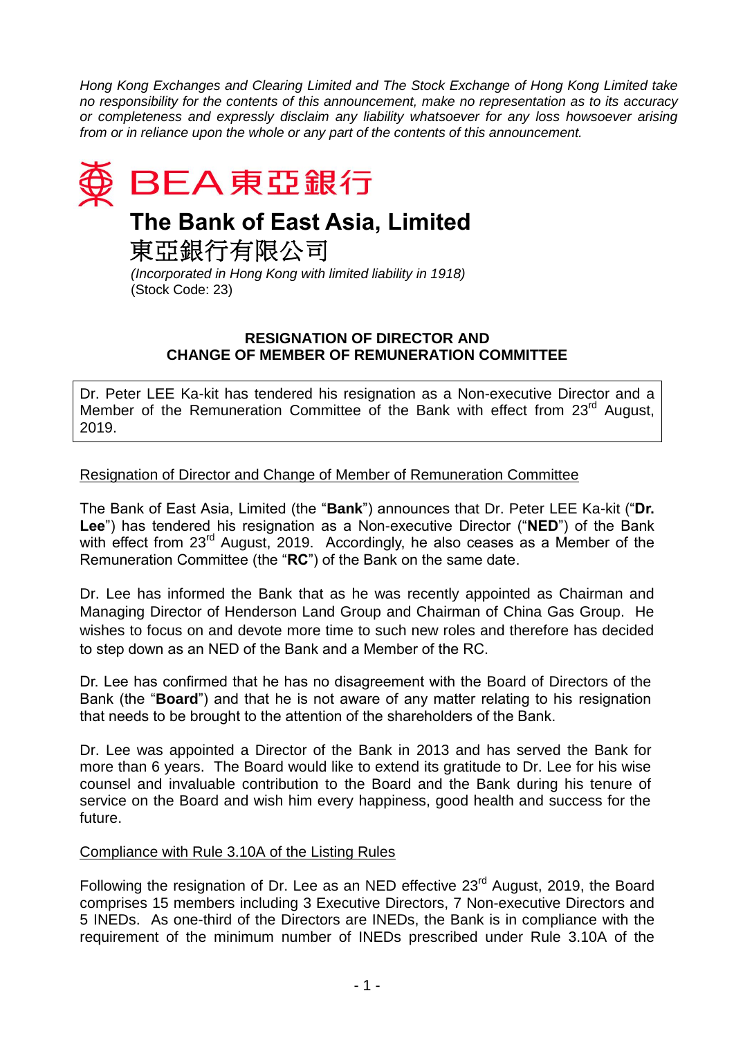*Hong Kong Exchanges and Clearing Limited and The Stock Exchange of Hong Kong Limited take no responsibility for the contents of this announcement, make no representation as to its accuracy or completeness and expressly disclaim any liability whatsoever for any loss howsoever arising from or in reliance upon the whole or any part of the contents of this announcement.*

BEA 東亞銀行

# The Bank of East Asia, Limited

# 東亞銀行有限公司

*(Incorporated in Hong Kong with limited liability in 1918)*
(Stock Code: 23)

**RESIGNATION OF DIRECTOR AND**
**CHANGE OF MEMBER OF REMUNERATION COMMITTEE**

Dr. Peter LEE Ka-kit has tendered his resignation as a Non-executive Director and a Member of the Remuneration Committee of the Bank with effect from 23rd August, 2019.

Resignation of Director and Change of Member of Remuneration Committee

The Bank of East Asia, Limited (the "**Bank**") announces that Dr. Peter LEE Ka-kit ("**Dr. Lee**") has tendered his resignation as a Non-executive Director ("**NED**") of the Bank with effect from 23rd August, 2019. Accordingly, he also ceases as a Member of the Remuneration Committee (the "**RC**") of the Bank on the same date.

Dr. Lee has informed the Bank that as he was recently appointed as Chairman and Managing Director of Henderson Land Group and Chairman of China Gas Group. He wishes to focus on and devote more time to such new roles and therefore has decided to step down as an NED of the Bank and a Member of the RC.

Dr. Lee has confirmed that he has no disagreement with the Board of Directors of the Bank (the "**Board**") and that he is not aware of any matter relating to his resignation that needs to be brought to the attention of the shareholders of the Bank.

Dr. Lee was appointed a Director of the Bank in 2013 and has served the Bank for more than 6 years. The Board would like to extend its gratitude to Dr. Lee for his wise counsel and invaluable contribution to the Board and the Bank during his tenure of service on the Board and wish him every happiness, good health and success for the future.

Compliance with Rule 3.10A of the Listing Rules

Following the resignation of Dr. Lee as an NED effective 23rd August, 2019, the Board comprises 15 members including 3 Executive Directors, 7 Non-executive Directors and 5 INEDs. As one-third of the Directors are INEDs, the Bank is in compliance with the requirement of the minimum number of INEDs prescribed under Rule 3.10A of the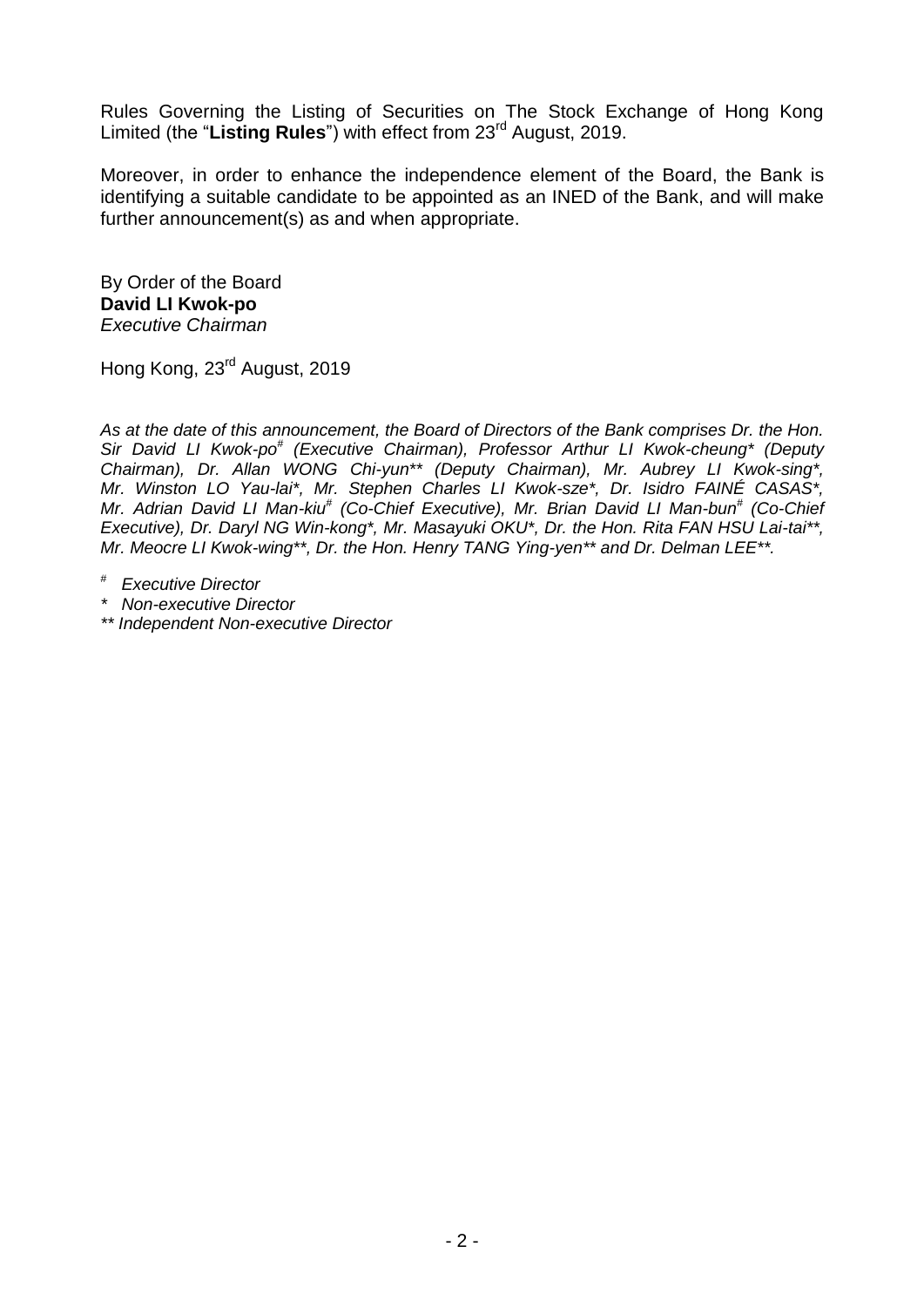Rules Governing the Listing of Securities on The Stock Exchange of Hong Kong Limited (the "**Listing Rules**") with effect from 23rd August, 2019.

Moreover, in order to enhance the independence element of the Board, the Bank is identifying a suitable candidate to be appointed as an INED of the Bank, and will make further announcement(s) as and when appropriate.

By Order of the Board
**David LI Kwok-po**
*Executive Chairman*

Hong Kong, 23rd August, 2019

*As at the date of this announcement, the Board of Directors of the Bank comprises Dr. the Hon. Sir David LI Kwok-po# (Executive Chairman), Professor Arthur LI Kwok-cheung* (Deputy Chairman), Dr. Allan WONG Chi-yun** (Deputy Chairman), Mr. Aubrey LI Kwok-sing*, Mr. Winston LO Yau-lai*, Mr. Stephen Charles LI Kwok-sze*, Dr. Isidro FAINÉ CASAS*, Mr. Adrian David LI Man-kiu# (Co-Chief Executive), Mr. Brian David LI Man-bun# (Co-Chief Executive), Dr. Daryl NG Win-kong*, Mr. Masayuki OKU*, Dr. the Hon. Rita FAN HSU Lai-tai**, Mr. Meocre LI Kwok-wing**, Dr. the Hon. Henry TANG Ying-yen** and Dr. Delman LEE**.*

# *Executive Director*

\* *Non-executive Director*

\** *Independent Non-executive Director*